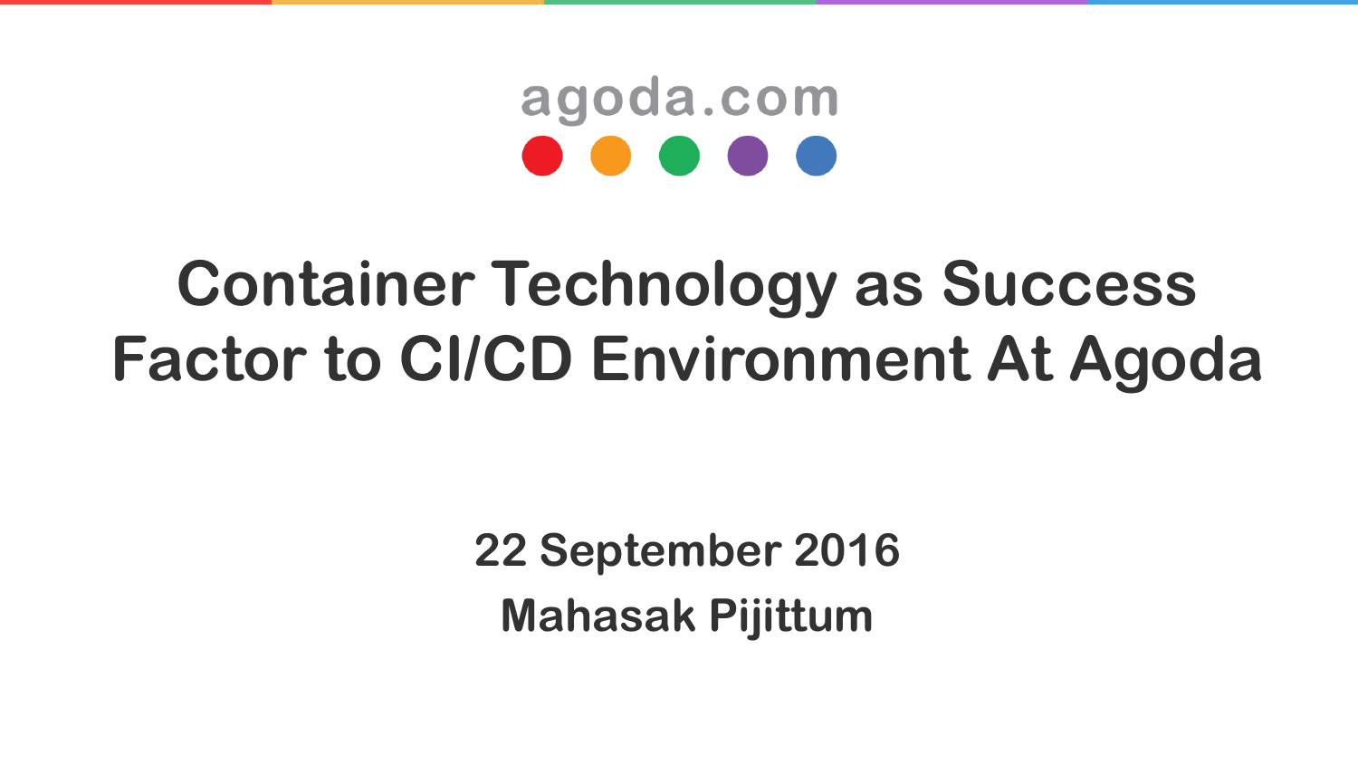agoda.com

# Container Technology as Success Factor to CI/CD Environment At Agoda

**22 September 2016**

**Mahasak Pijittum**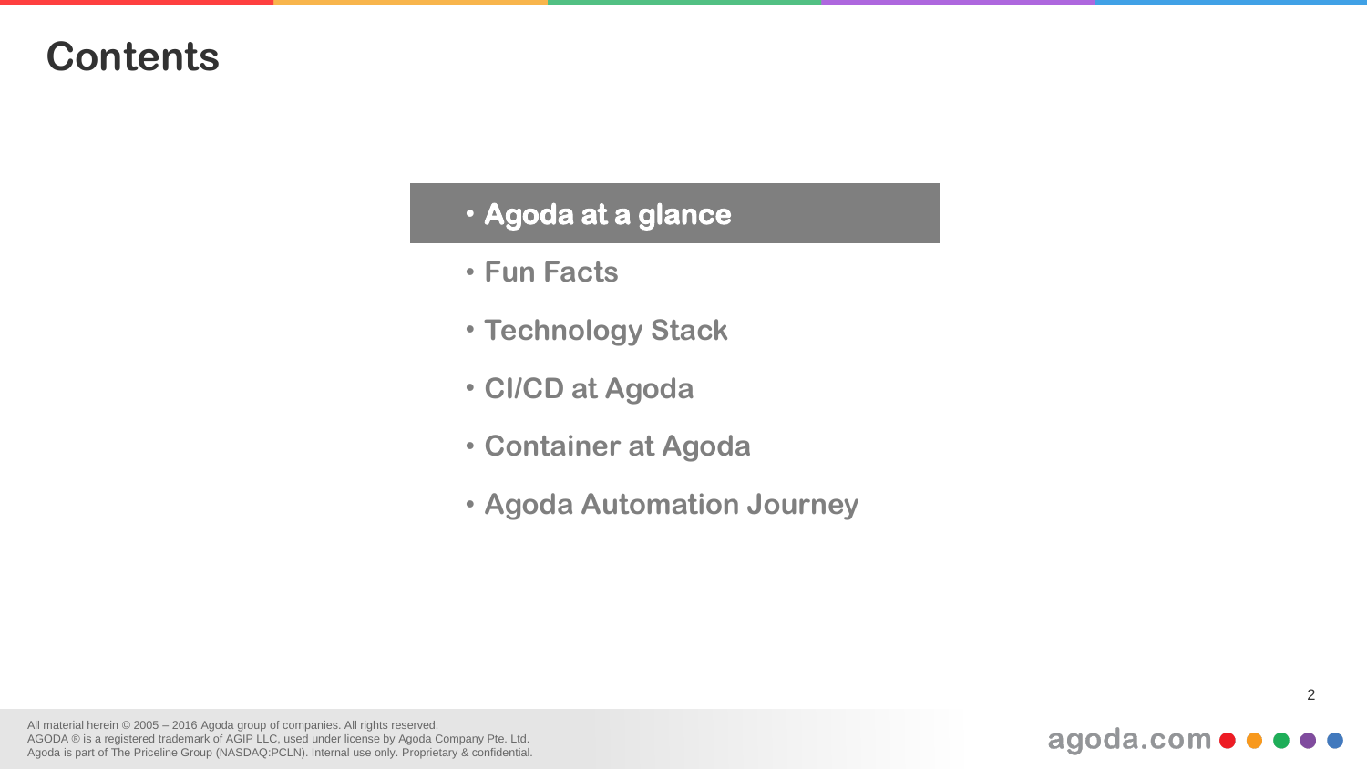# Contents

- **Agoda at a glance**
- **Fun Facts**
- **Technology Stack**
- **CI/CD at Agoda**
- **Container at Agoda**
- **Agoda Automation Journey**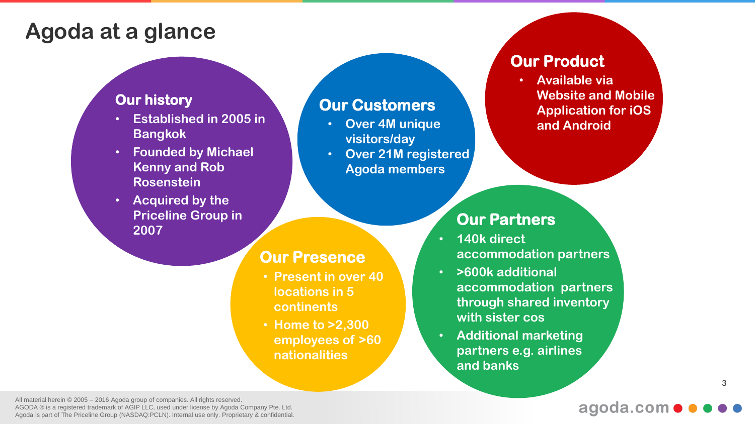# Agoda at a glance

## Our history

- Established in 2005 in Bangkok
- Founded by Michael Kenny and Rob Rosenstein
- Acquired by the Priceline Group in 2007

## Our Customers

- Over 4M unique visitors/day
- Over 21M registered Agoda members

## Our Product

- Available via Website and Mobile Application for iOS and Android

## Our Presence

- Present in over 40 locations in 5 continents
- Home to >2,300 employees of >60 nationalities

## Our Partners

- 140k direct accommodation partners
- >600k additional accommodation partners through shared inventory with sister cos
- Additional marketing partners e.g. airlines and banks

All material herein © 2005 – 2016 Agoda group of companies. All rights reserved.
AGODA ® is a registered trademark of AGIP LLC, used under license by Agoda Company Pte. Ltd.
Agoda is part of The Priceline Group (NASDAQ:PCLN). Internal use only. Proprietary & confidential.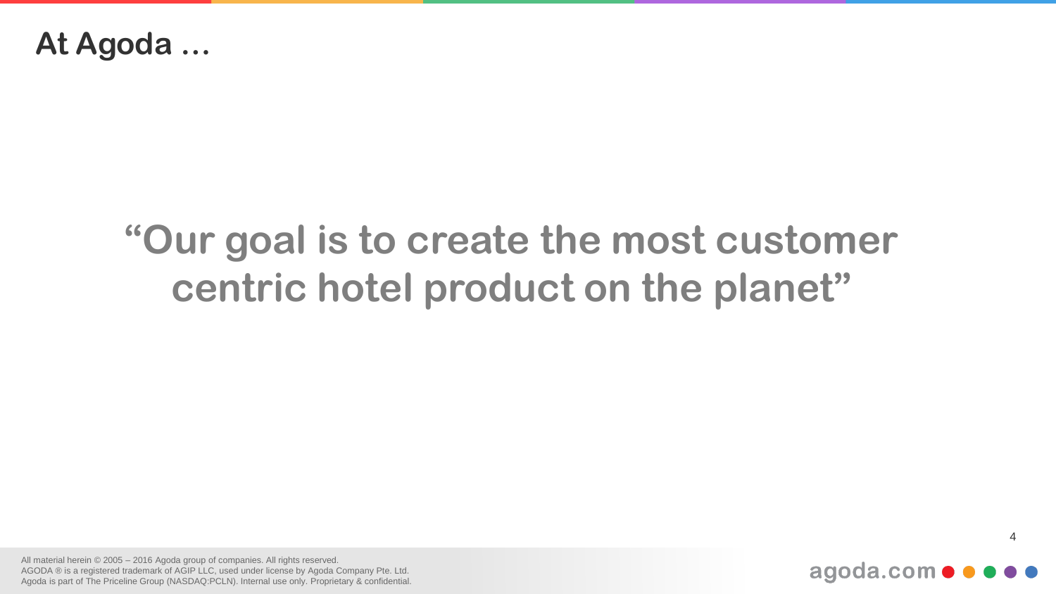# At Agoda …

**“Our goal is to create the most customer centric hotel product on the planet”**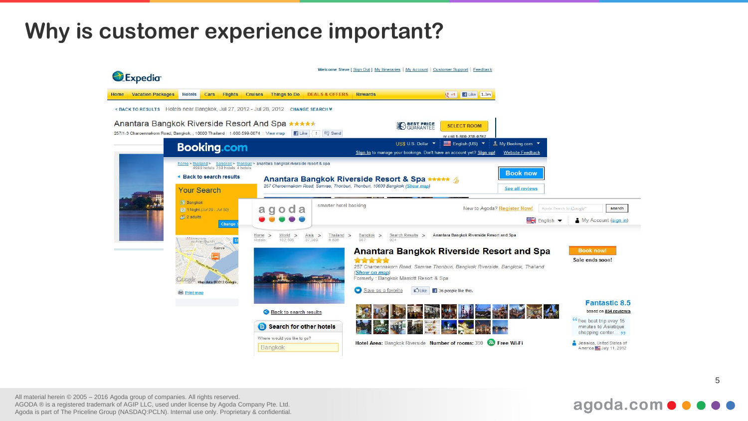# Why is customer experience important?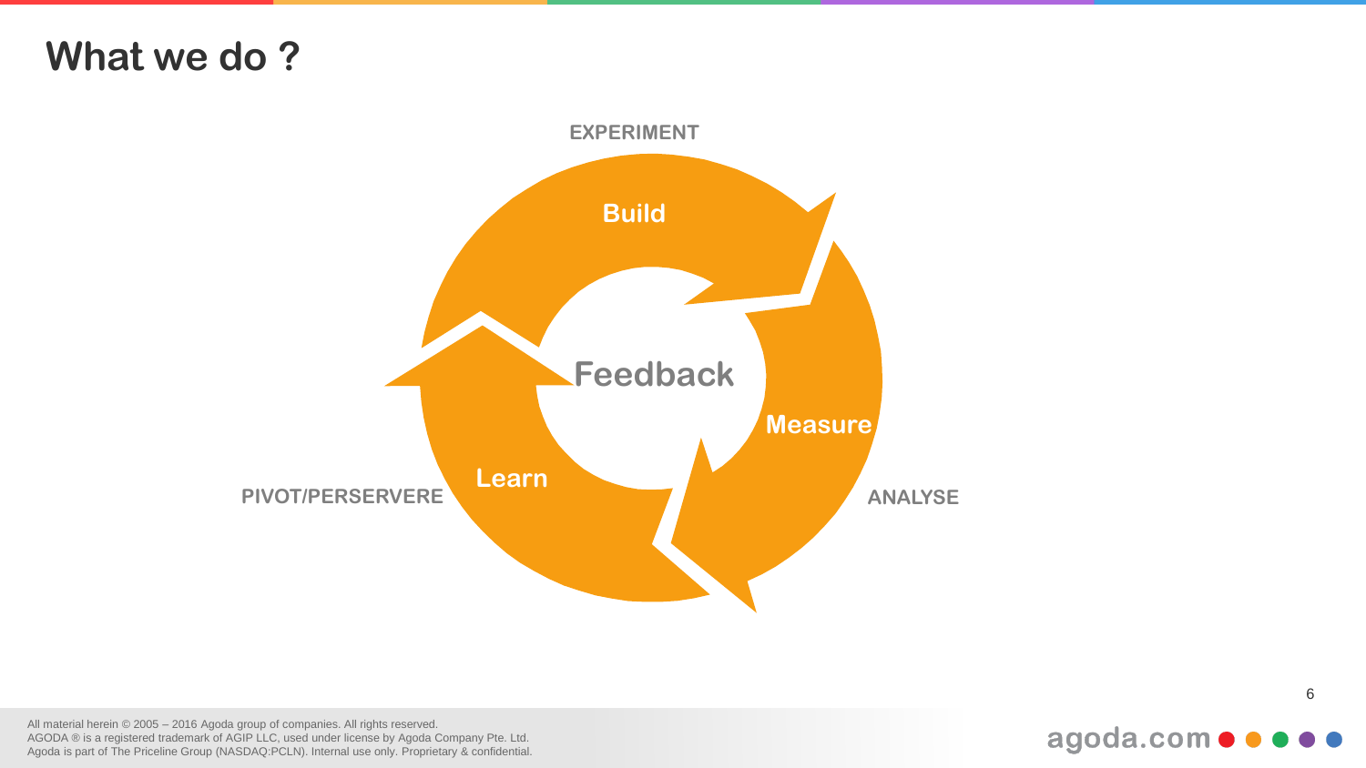# What we do ?

EXPERIMENT

Build

Feedback

Measure

ANALYSE

Learn

PIVOT/PERSERVERE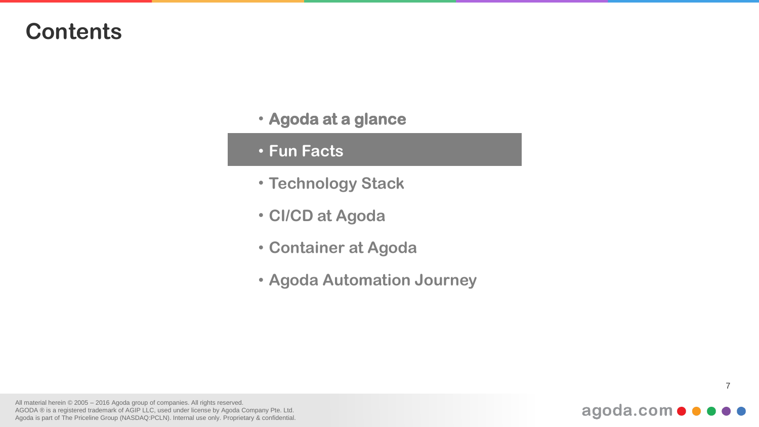# Contents

- Agoda at a glance
- **Fun Facts**
- Technology Stack
- CI/CD at Agoda
- Container at Agoda
- Agoda Automation Journey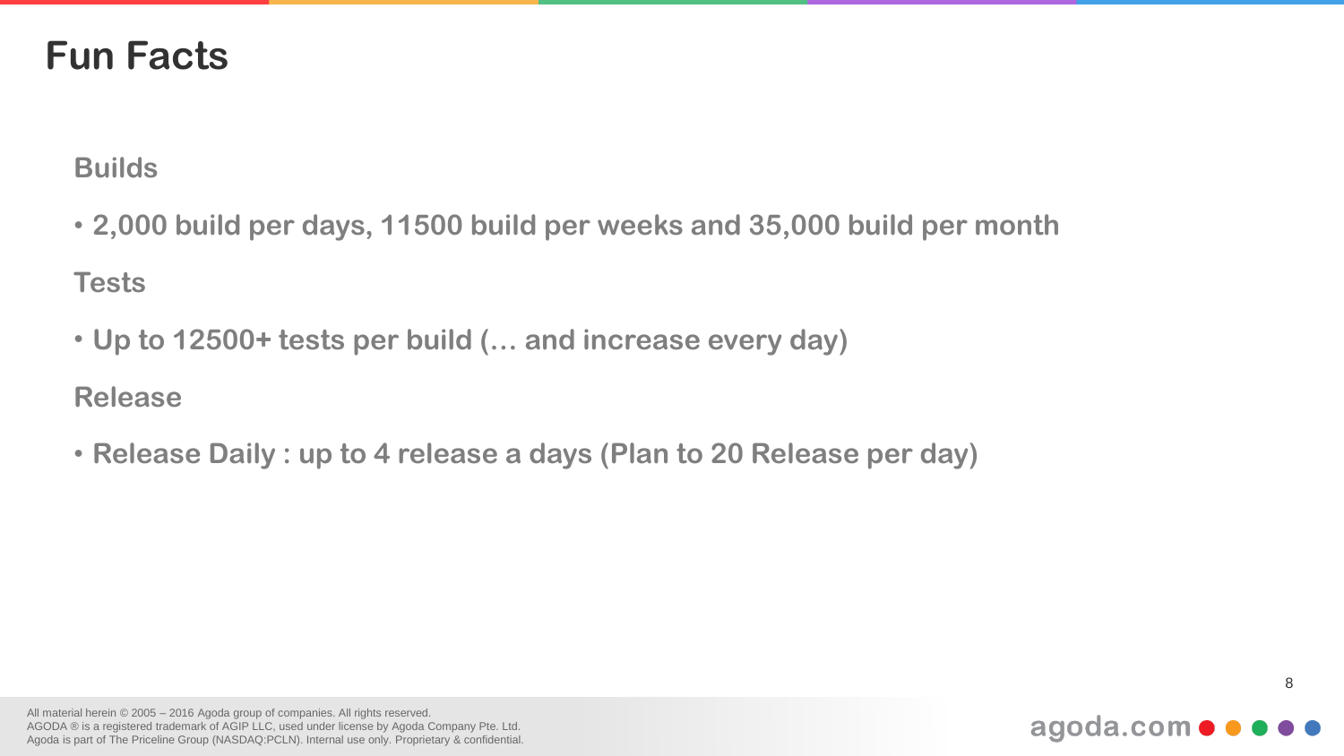# Fun Facts

**Builds**

- **2,000 build per days, 11500 build per weeks and 35,000 build per month**

**Tests**

- **Up to 12500+ tests per build (… and increase every day)**

**Release**

- **Release Daily : up to 4 release a days (Plan to 20 Release per day)**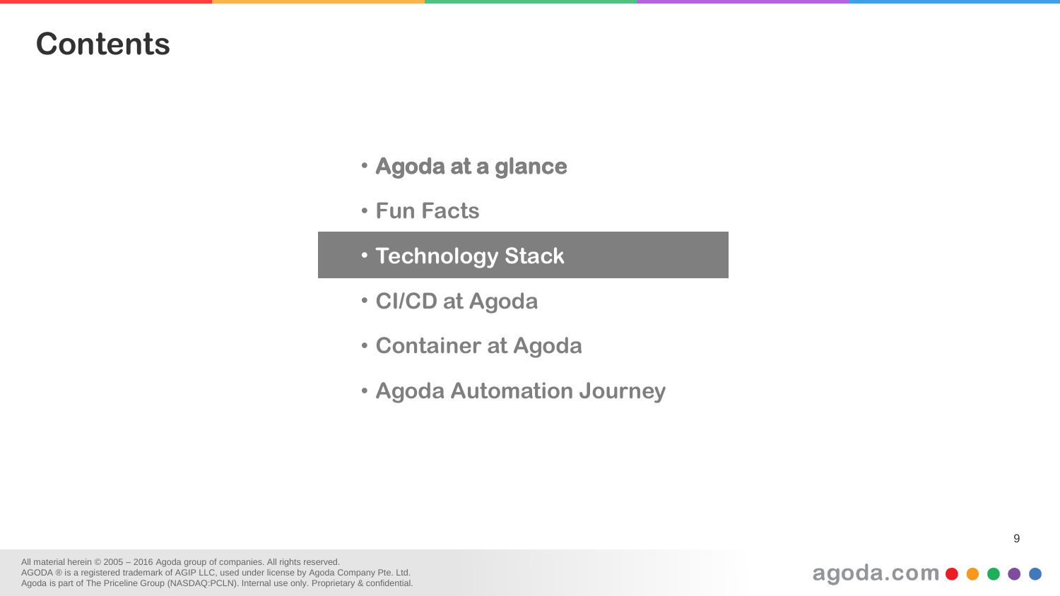# Contents

- Agoda at a glance
- Fun Facts
- **Technology Stack**
- CI/CD at Agoda
- Container at Agoda
- Agoda Automation Journey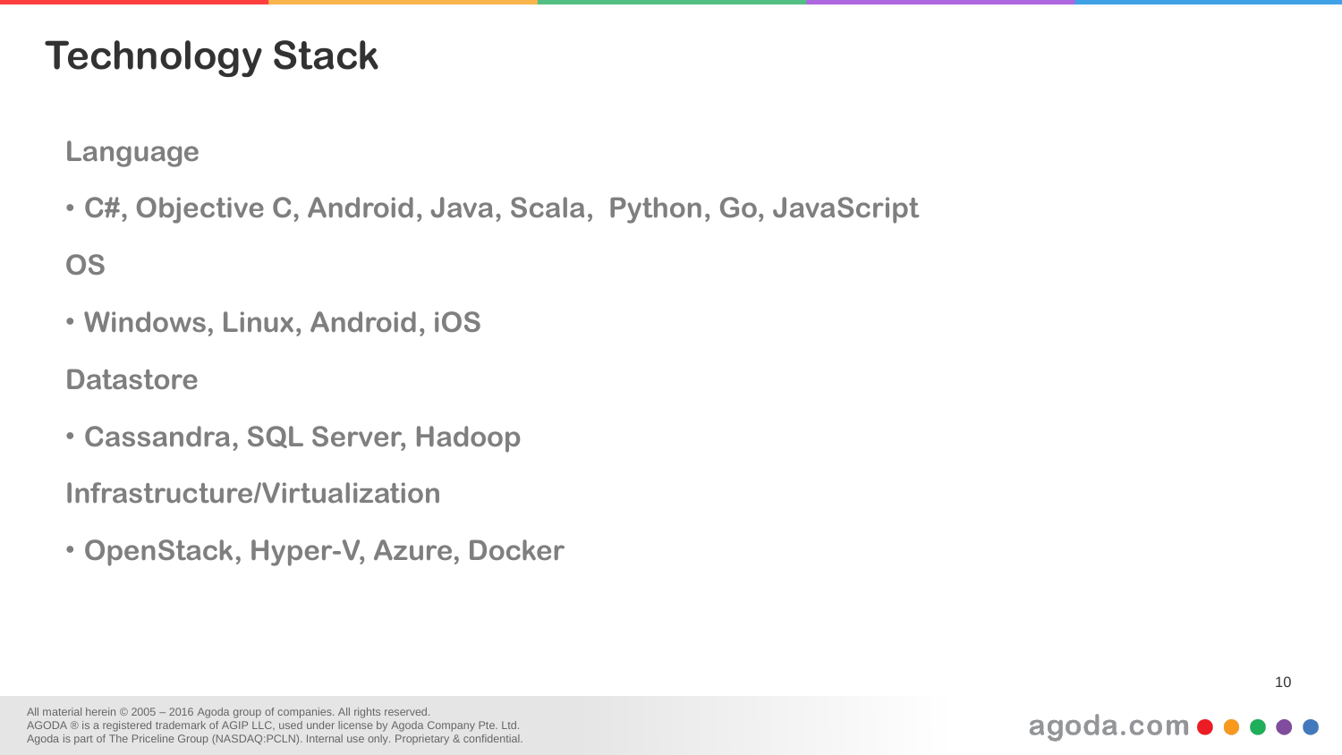# Technology Stack

**Language**

- **C#, Objective C, Android, Java, Scala, Python, Go, JavaScript**

**OS**

- **Windows, Linux, Android, iOS**

**Datastore**

- **Cassandra, SQL Server, Hadoop**

**Infrastructure/Virtualization**

- **OpenStack, Hyper-V, Azure, Docker**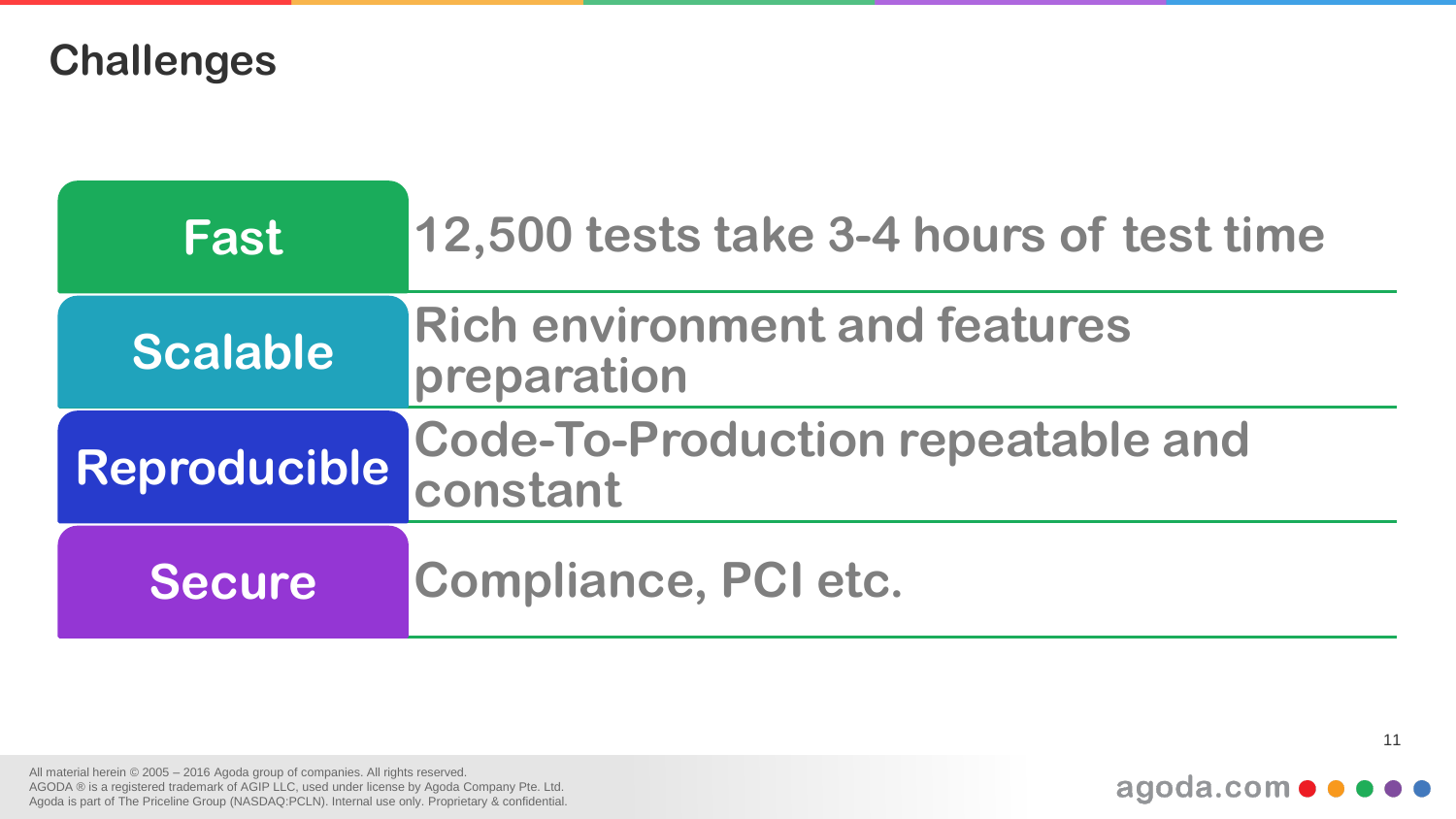# Challenges

| | |
|---|---|
| **Fast** | 12,500 tests take 3-4 hours of test time |
| **Scalable** | Rich environment and features preparation |
| **Reproducible** | Code-To-Production repeatable and constant |
| **Secure** | Compliance, PCI etc. |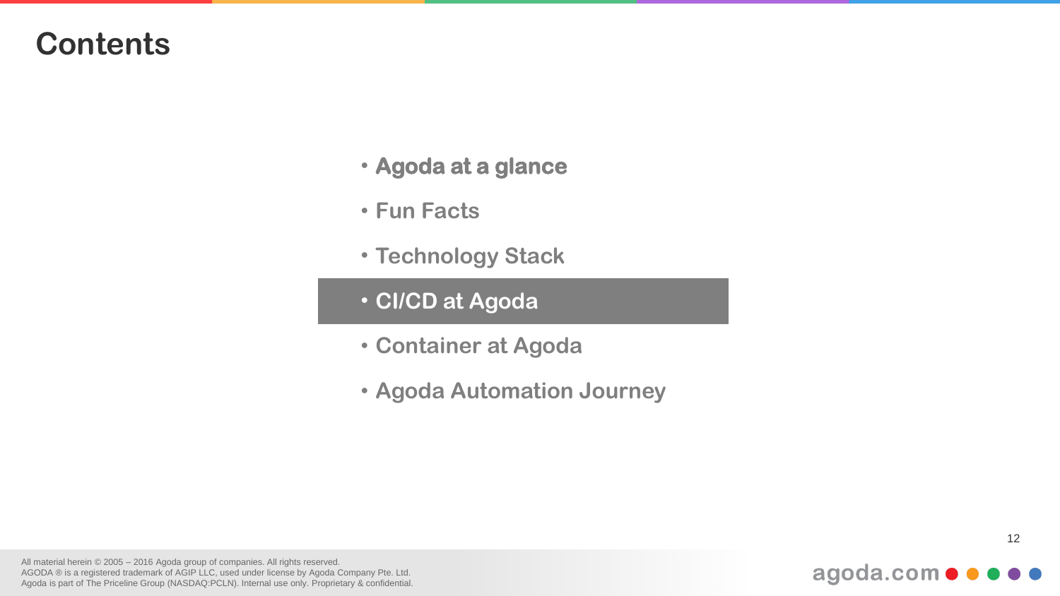# Contents

- Agoda at a glance
- Fun Facts
- Technology Stack
- **CI/CD at Agoda**
- Container at Agoda
- Agoda Automation Journey

All material herein © 2005 – 2016 Agoda group of companies. All rights reserved.
AGODA ® is a registered trademark of AGIP LLC, used under license by Agoda Company Pte. Ltd.
Agoda is part of The Priceline Group (NASDAQ:PCLN). Internal use only. Proprietary & confidential.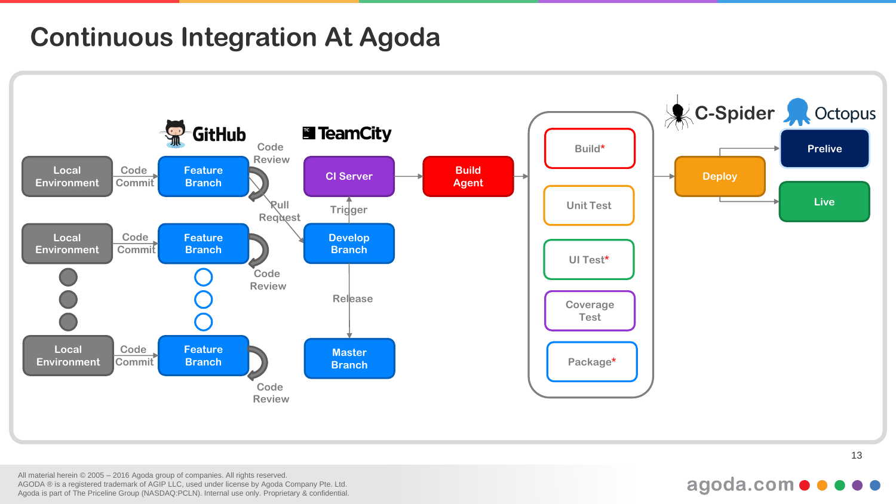# Continuous Integration At Agoda

GitHub

TeamCity

C-Spider

Octopus

Local Environment → Code Commit → Feature Branch → Code Review

Local Environment → Code Commit → Feature Branch → Code Review

Local Environment → Code Commit → Feature Branch → Code Review

Feature Branch → Pull Request → Develop Branch

Develop Branch → Trigger → CI Server

Develop Branch → Release → Master Branch

CI Server → Build Agent →

- Build*
- Unit Test
- UI Test*
- Coverage Test
- Package*

→ Deploy → Prelive / Live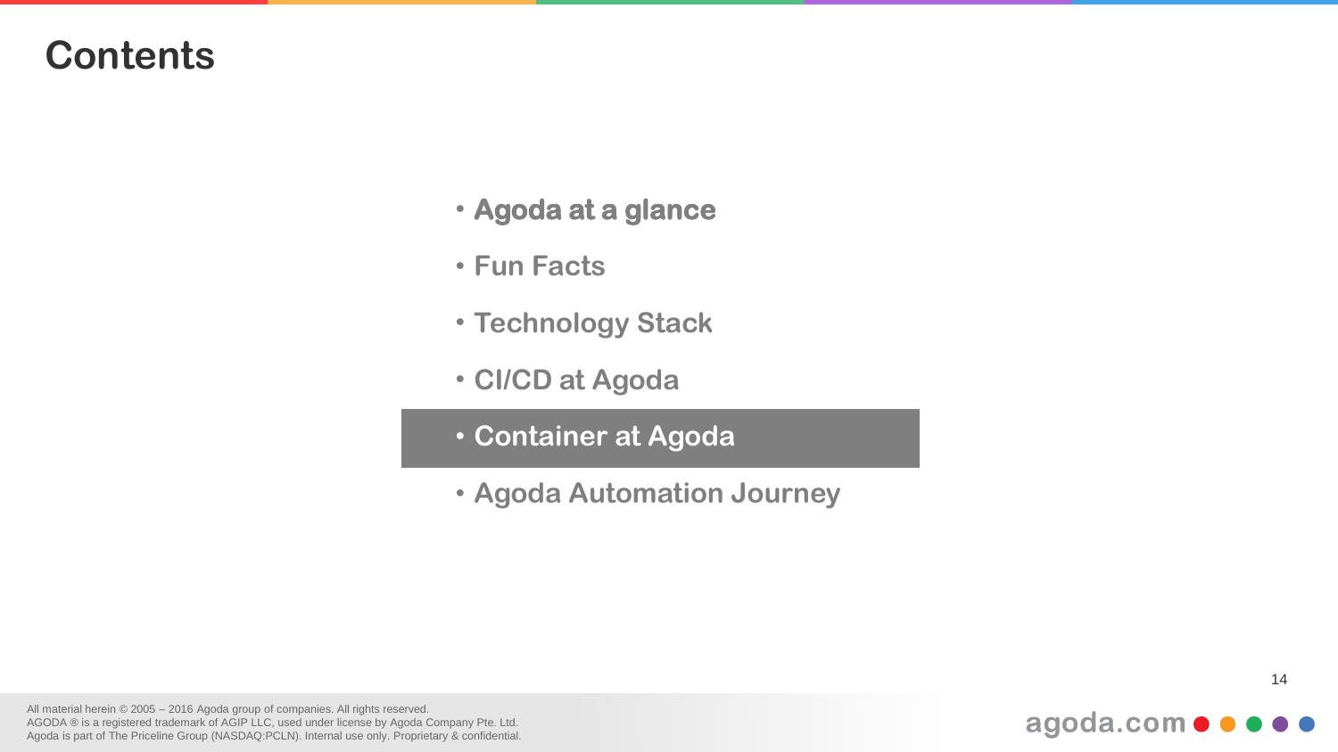# Contents

- Agoda at a glance
- Fun Facts
- Technology Stack
- CI/CD at Agoda
- **Container at Agoda**
- Agoda Automation Journey

All material herein © 2005 – 2016 Agoda group of companies. All rights reserved.
AGODA ® is a registered trademark of AGIP LLC, used under license by Agoda Company Pte. Ltd.
Agoda is part of The Priceline Group (NASDAQ:PCLN). Internal use only. Proprietary & confidential.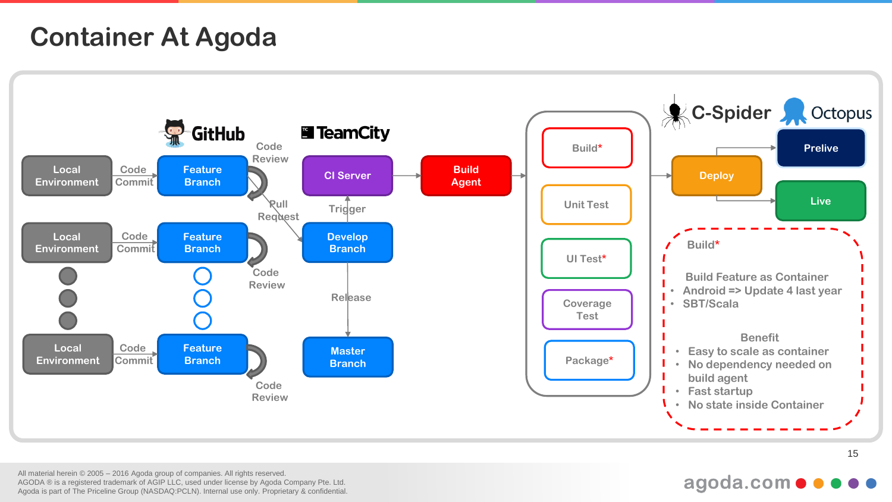# Container At Agoda

Local Environment — Code Commit → Feature Branch — Code Review

Local Environment — Code Commit → Feature Branch — Code Review

Local Environment — Code Commit → Feature Branch — Code Review

GitHub

Pull Request

TeamCity

CI Server → Build Agent

Trigger

Develop Branch

Release

Master Branch

Build*

Unit Test

UI Test*

Coverage Test

Package*

C-Spider

Octopus

Deploy → Prelive

Deploy → Live

Build*

Build Feature as Container

- Android => Update 4 last year
- SBT/Scala

Benefit

- Easy to scale as container
- No dependency needed on build agent
- Fast startup
- No state inside Container

All material herein © 2005 – 2016 Agoda group of companies. All rights reserved.
AGODA ® is a registered trademark of AGIP LLC, used under license by Agoda Company Pte. Ltd.
Agoda is part of The Priceline Group (NASDAQ:PCLN). Internal use only. Proprietary & confidential.

agoda.com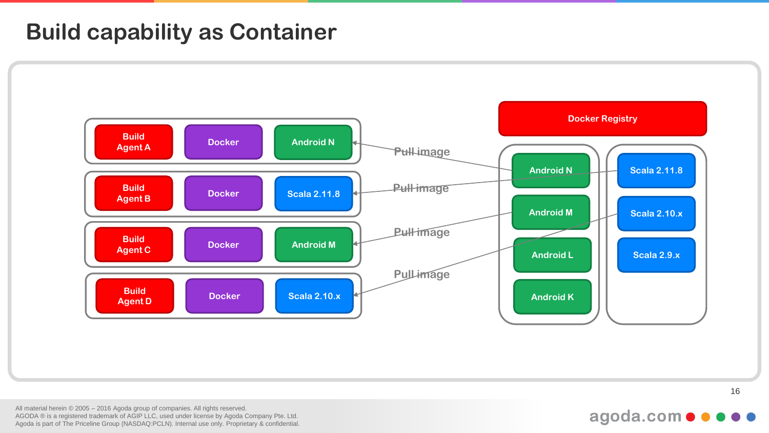# Build capability as Container

| | | |
|---|---|---|
| Build Agent A | Docker | Android N |
| Build Agent B | Docker | Scala 2.11.8 |
| Build Agent C | Docker | Android M |
| Build Agent D | Docker | Scala 2.10.x |

Pull image

Pull image

Pull image

Pull image

**Docker Registry**

| Android | Scala |
|---|---|
| Android N | Scala 2.11.8 |
| Android M | Scala 2.10.x |
| Android L | Scala 2.9.x |
| Android K | |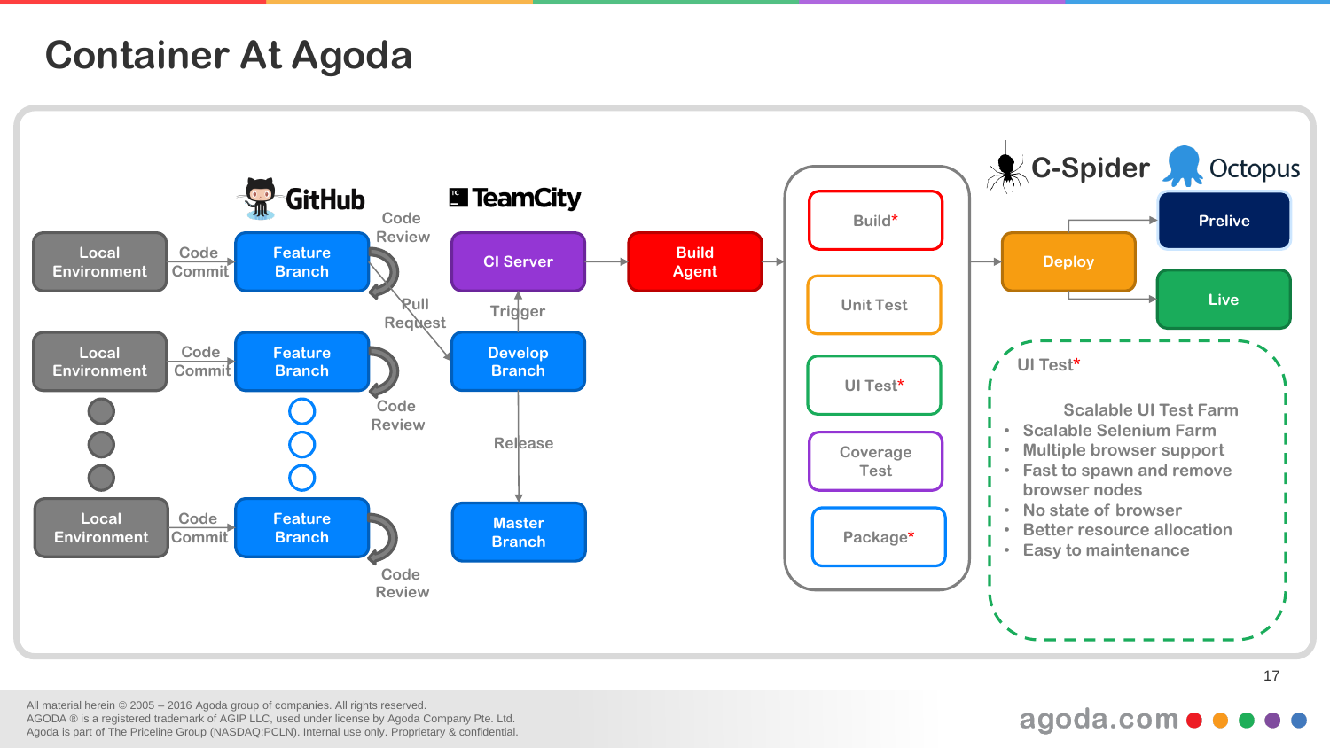# Container At Agoda

GitHub | TeamCity | C-Spider | Octopus

Local Environment → Code Commit → Feature Branch → Code Review

Local Environment → Code Commit → Feature Branch → Code Review

Local Environment → Code Commit → Feature Branch → Code Review

Pull Request → Develop Branch → Trigger → CI Server → Build Agent

Develop Branch → Release → Master Branch

Build*

Unit Test

UI Test*

Coverage Test

Package*

Deploy → Prelive

Deploy → Live

UI Test*

Scalable UI Test Farm

- Scalable Selenium Farm
- Multiple browser support
- Fast to spawn and remove browser nodes
- No state of browser
- Better resource allocation
- Easy to maintenance

All material herein © 2005 – 2016 Agoda group of companies. All rights reserved.
AGODA ® is a registered trademark of AGIP LLC, used under license by Agoda Company Pte. Ltd.
Agoda is part of The Priceline Group (NASDAQ:PCLN). Internal use only. Proprietary & confidential.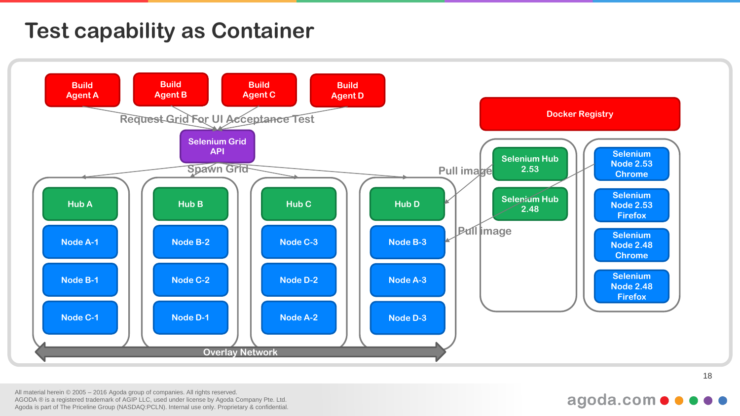# Test capability as Container

Build Agent A

Build Agent B

Build Agent C

Build Agent D

Request Grid For UI Acceptance Test

Selenium Grid API

Spawn Grid

Docker Registry

Pull image

Pull image

Selenium Hub 2.53

Selenium Hub 2.48

Selenium Node 2.53 Chrome

Selenium Node 2.53 Firefox

Selenium Node 2.48 Chrome

Selenium Node 2.48 Firefox

| Hub A | Hub B | Hub C | Hub D |
|---|---|---|---|
| Node A-1 | Node B-2 | Node C-3 | Node B-3 |
| Node B-1 | Node C-2 | Node D-2 | Node A-3 |
| Node C-1 | Node D-1 | Node A-2 | Node D-3 |

Overlay Network

All material herein © 2005 – 2016 Agoda group of companies. All rights reserved.
AGODA ® is a registered trademark of AGIP LLC, used under license by Agoda Company Pte. Ltd.
Agoda is part of The Priceline Group (NASDAQ:PCLN). Internal use only. Proprietary & confidential.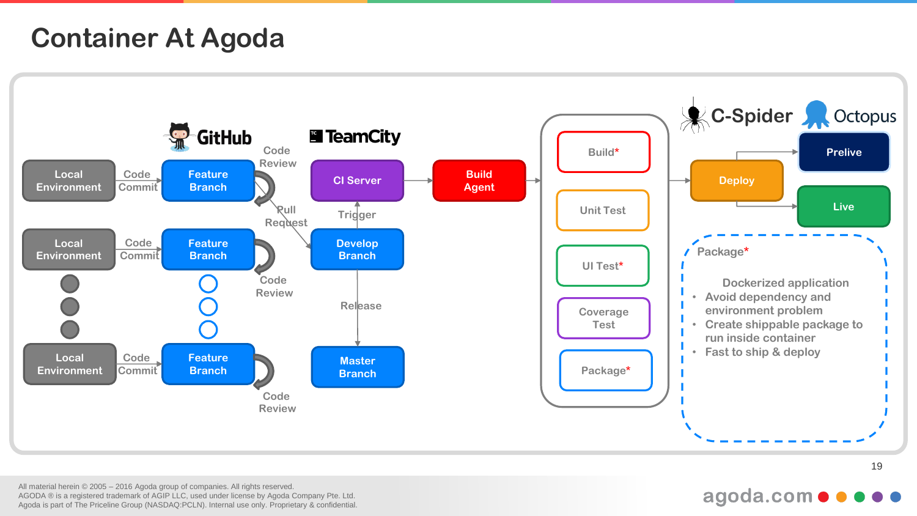# Container At Agoda

GitHub

- Local Environment → Code Commit → Feature Branch → Code Review
- Local Environment → Code Commit → Feature Branch → Code Review
- Local Environment → Code Commit → Feature Branch → Code Review

Pull Request

TeamCity

- CI Server
- Trigger
- Develop Branch
- Release
- Master Branch

Build Agent

- Build*
- Unit Test
- UI Test*
- Coverage Test
- Package*

C-Spider

Deploy

Octopus

- Prelive
- Live

Package*

Dockerized application

- Avoid dependency and environment problem
- Create shippable package to run inside container
- Fast to ship & deploy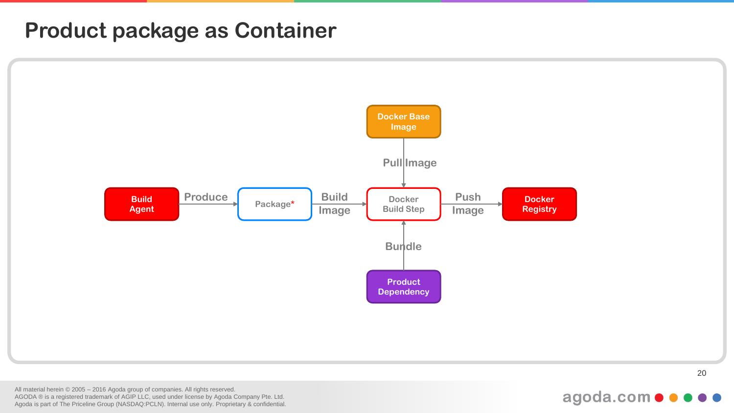# Product package as Container

Docker Base Image

Pull Image

Build Agent → Produce → Package* → Build Image → Docker Build Step → Push Image → Docker Registry

Bundle

Product Dependency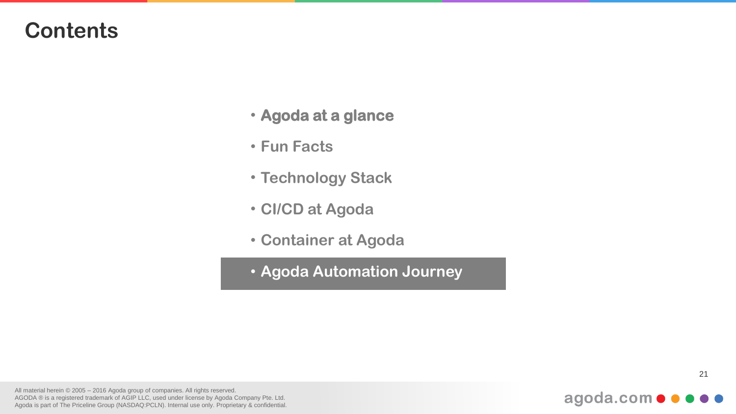# Contents

- Agoda at a glance
- Fun Facts
- Technology Stack
- CI/CD at Agoda
- Container at Agoda
- **Agoda Automation Journey**

All material herein © 2005 – 2016 Agoda group of companies. All rights reserved.
AGODA ® is a registered trademark of AGIP LLC, used under license by Agoda Company Pte. Ltd.
Agoda is part of The Priceline Group (NASDAQ:PCLN). Internal use only. Proprietary & confidential.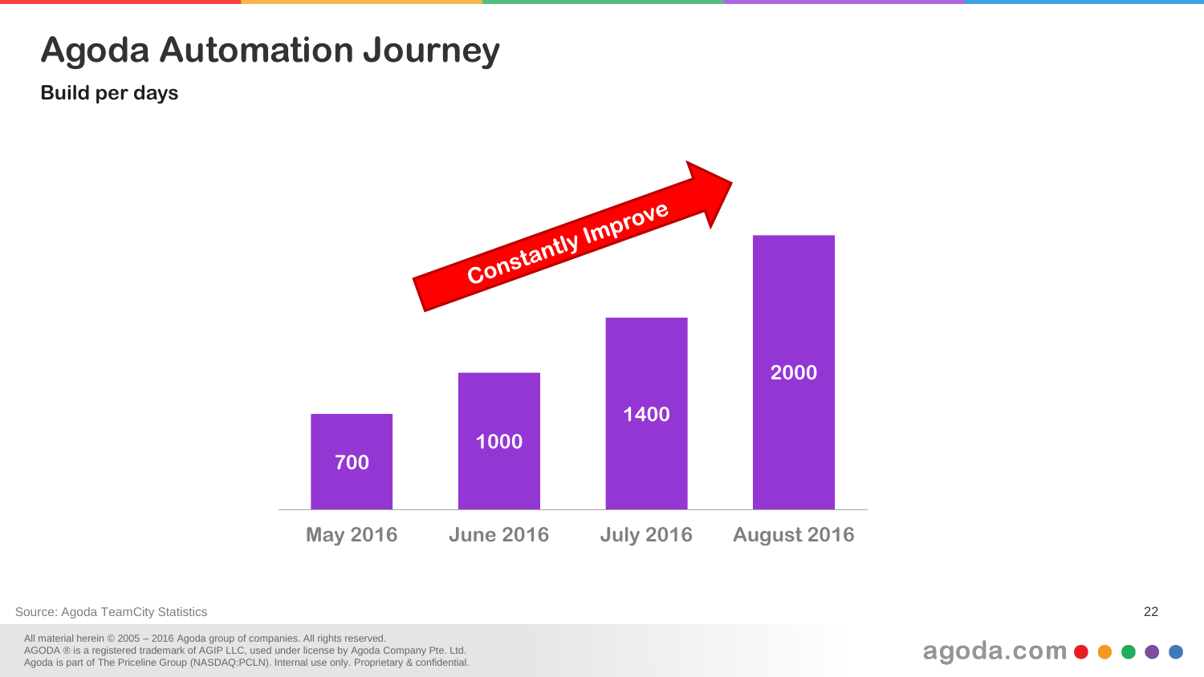# Agoda Automation Journey

**Build per days**

Constantly Improve

| May 2016 | June 2016 | July 2016 | August 2016 |
|---|---|---|---|
| 700 | 1000 | 1400 | 2000 |

Source: Agoda TeamCity Statistics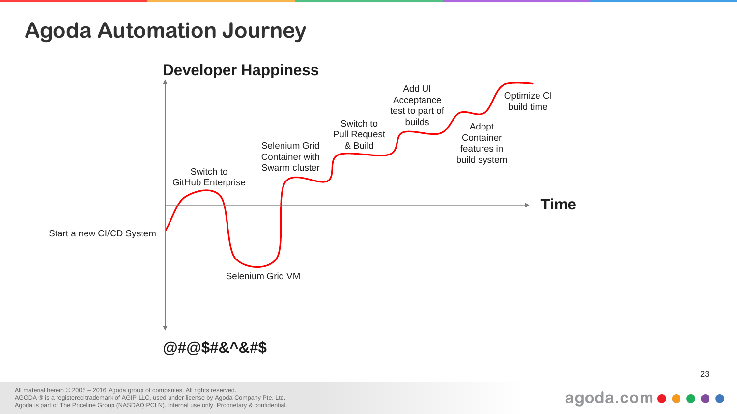# Agoda Automation Journey

**Developer Happiness**

**Time**

**@#@$#&^&#$**

Start a new CI/CD System

Switch to GitHub Enterprise

Selenium Grid VM

Selenium Grid Container with Swarm cluster

Switch to Pull Request & Build

Add UI Acceptance test to part of builds

Adopt Container features in build system

Optimize CI build time

All material herein © 2005 – 2016 Agoda group of companies. All rights reserved.
AGODA ® is a registered trademark of AGIP LLC, used under license by Agoda Company Pte. Ltd.
Agoda is part of The Priceline Group (NASDAQ:PCLN). Internal use only. Proprietary & confidential.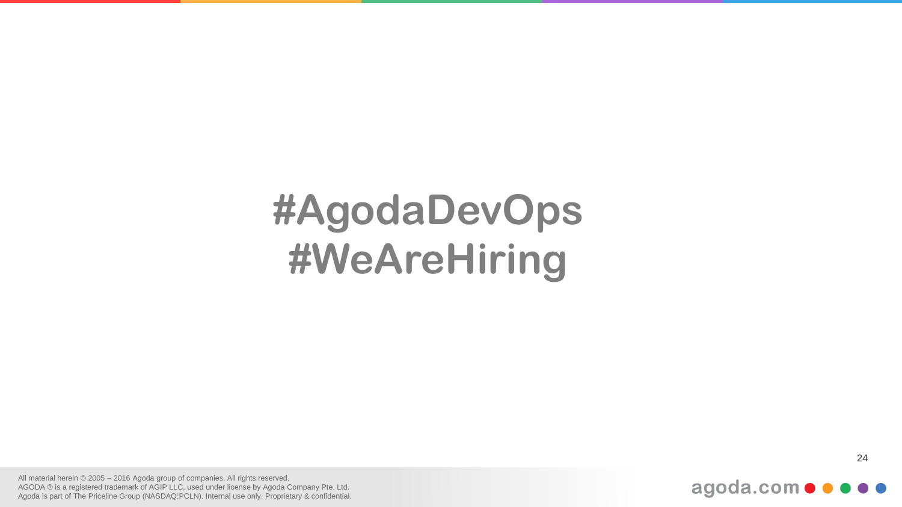# #AgodaDevOps
# #WeAreHiring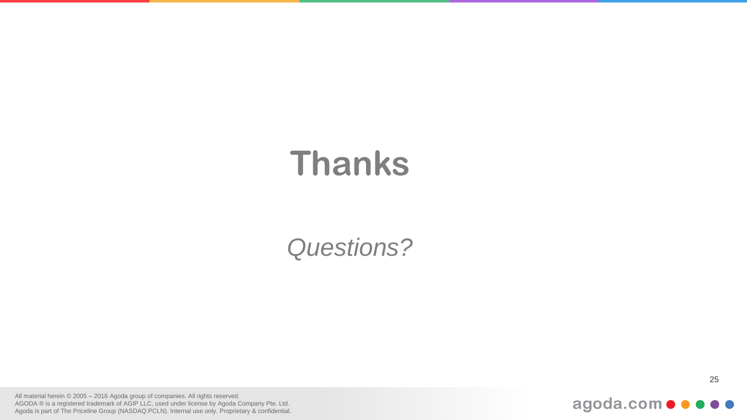# Thanks

*Questions?*